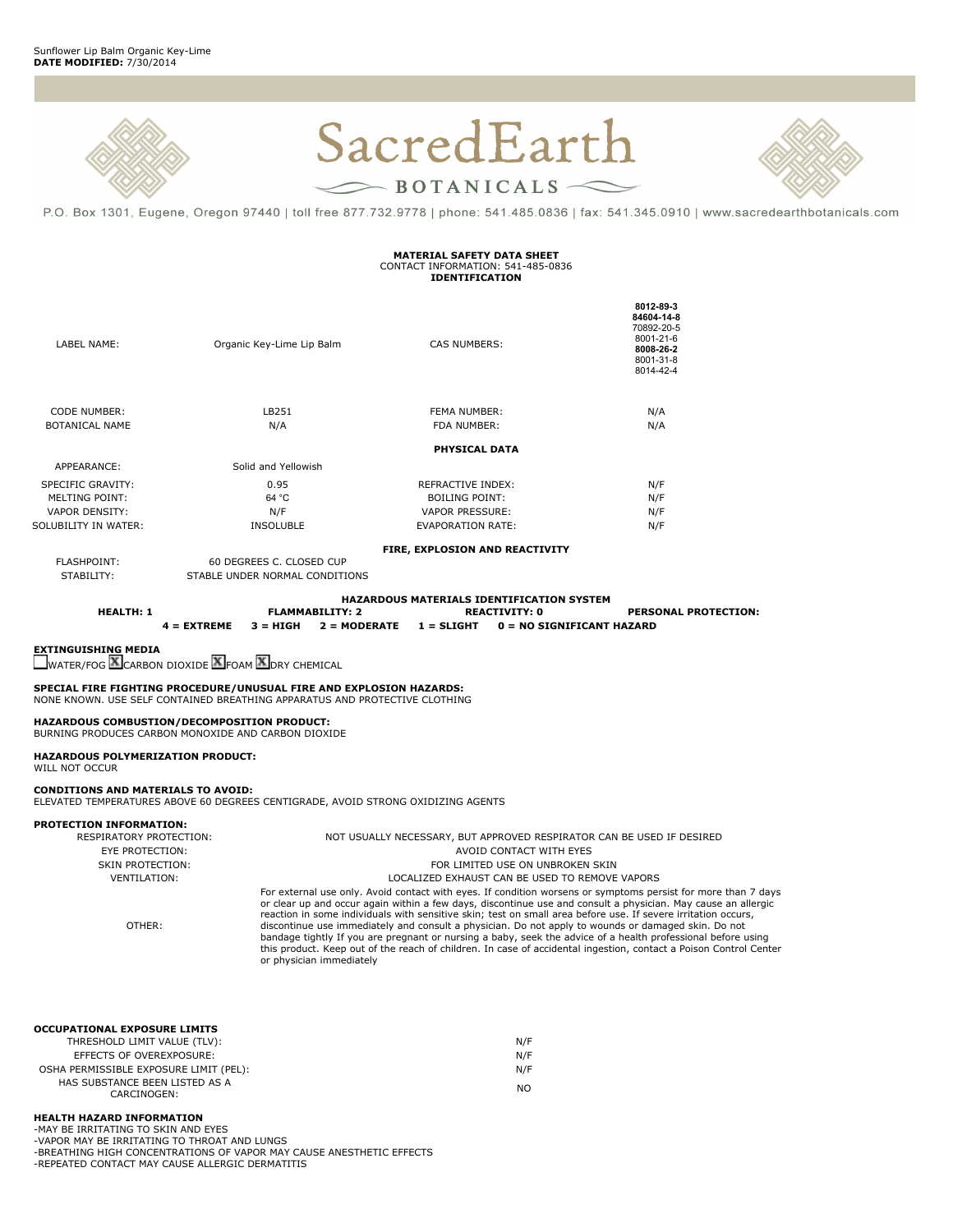Sunflower Lip Balm Organic Key-Lime
**DATE MODIFIED:** 7/30/2014

SacredEarth BOTANICALS

P.O. Box 1301, Eugene, Oregon 97440 | toll free 877.732.9778 | phone: 541.485.0836 | fax: 541.345.0910 | www.sacredearthbotanicals.com

**MATERIAL SAFETY DATA SHEET**
CONTACT INFORMATION: 541-485-0836
**IDENTIFICATION**

| | | | |
|---|---|---|---|
| LABEL NAME: | Organic Key-Lime Lip Balm | CAS NUMBERS: | **8012-89-3** **84604-14-8** 70892-20-5 8001-21-6 **8008-26-2** 8001-31-8 8014-42-4 |
| CODE NUMBER: | LB251 | FEMA NUMBER: | N/A |
| BOTANICAL NAME | N/A | FDA NUMBER: | N/A |

**PHYSICAL DATA**

| | | | |
|---|---|---|---|
| APPEARANCE: | Solid and Yellowish | | |
| SPECIFIC GRAVITY: | 0.95 | REFRACTIVE INDEX: | N/F |
| MELTING POINT: | 64 °C | BOILING POINT: | N/F |
| VAPOR DENSITY: | N/F | VAPOR PRESSURE: | N/F |
| SOLUBILITY IN WATER: | INSOLUBLE | EVAPORATION RATE: | N/F |

**FIRE, EXPLOSION AND REACTIVITY**

| | |
|---|---|
| FLASHPOINT: | 60 DEGREES C. CLOSED CUP |
| STABILITY: | STABLE UNDER NORMAL CONDITIONS |

**HAZARDOUS MATERIALS IDENTIFICATION SYSTEM**

**HEALTH: 1** **FLAMMABILITY: 2** **REACTIVITY: 0** **PERSONAL PROTECTION:**

**4 = EXTREME 3 = HIGH 2 = MODERATE 1 = SLIGHT 0 = NO SIGNIFICANT HAZARD**

**EXTINGUISHING MEDIA**
☐ WATER/FOG ☒ CARBON DIOXIDE ☒ FOAM ☒ DRY CHEMICAL

**SPECIAL FIRE FIGHTING PROCEDURE/UNUSUAL FIRE AND EXPLOSION HAZARDS:**
NONE KNOWN. USE SELF CONTAINED BREATHING APPARATUS AND PROTECTIVE CLOTHING

**HAZARDOUS COMBUSTION/DECOMPOSITION PRODUCT:**
BURNING PRODUCES CARBON MONOXIDE AND CARBON DIOXIDE

**HAZARDOUS POLYMERIZATION PRODUCT:**
WILL NOT OCCUR

**CONDITIONS AND MATERIALS TO AVOID:**
ELEVATED TEMPERATURES ABOVE 60 DEGREES CENTIGRADE, AVOID STRONG OXIDIZING AGENTS

**PROTECTION INFORMATION:**

| | |
|---|---|
| RESPIRATORY PROTECTION: | NOT USUALLY NECESSARY, BUT APPROVED RESPIRATOR CAN BE USED IF DESIRED |
| EYE PROTECTION: | AVOID CONTACT WITH EYES |
| SKIN PROTECTION: | FOR LIMITED USE ON UNBROKEN SKIN |
| VENTILATION: | LOCALIZED EXHAUST CAN BE USED TO REMOVE VAPORS |
| OTHER: | For external use only. Avoid contact with eyes. If condition worsens or symptoms persist for more than 7 days or clear up and occur again within a few days, discontinue use and consult a physician. May cause an allergic reaction in some individuals with sensitive skin; test on small area before use. If severe irritation occurs, discontinue use immediately and consult a physician. Do not apply to wounds or damaged skin. Do not bandage tightly If you are pregnant or nursing a baby, seek the advice of a health professional before using this product. Keep out of the reach of children. In case of accidental ingestion, contact a Poison Control Center or physician immediately |

**OCCUPATIONAL EXPOSURE LIMITS**

| | |
|---|---|
| THRESHOLD LIMIT VALUE (TLV): | N/F |
| EFFECTS OF OVEREXPOSURE: | N/F |
| OSHA PERMISSIBLE EXPOSURE LIMIT (PEL): | N/F |
| HAS SUBSTANCE BEEN LISTED AS A CARCINOGEN: | NO |

**HEALTH HAZARD INFORMATION**
-MAY BE IRRITATING TO SKIN AND EYES
-VAPOR MAY BE IRRITATING TO THROAT AND LUNGS
-BREATHING HIGH CONCENTRATIONS OF VAPOR MAY CAUSE ANESTHETIC EFFECTS
-REPEATED CONTACT MAY CAUSE ALLERGIC DERMATITIS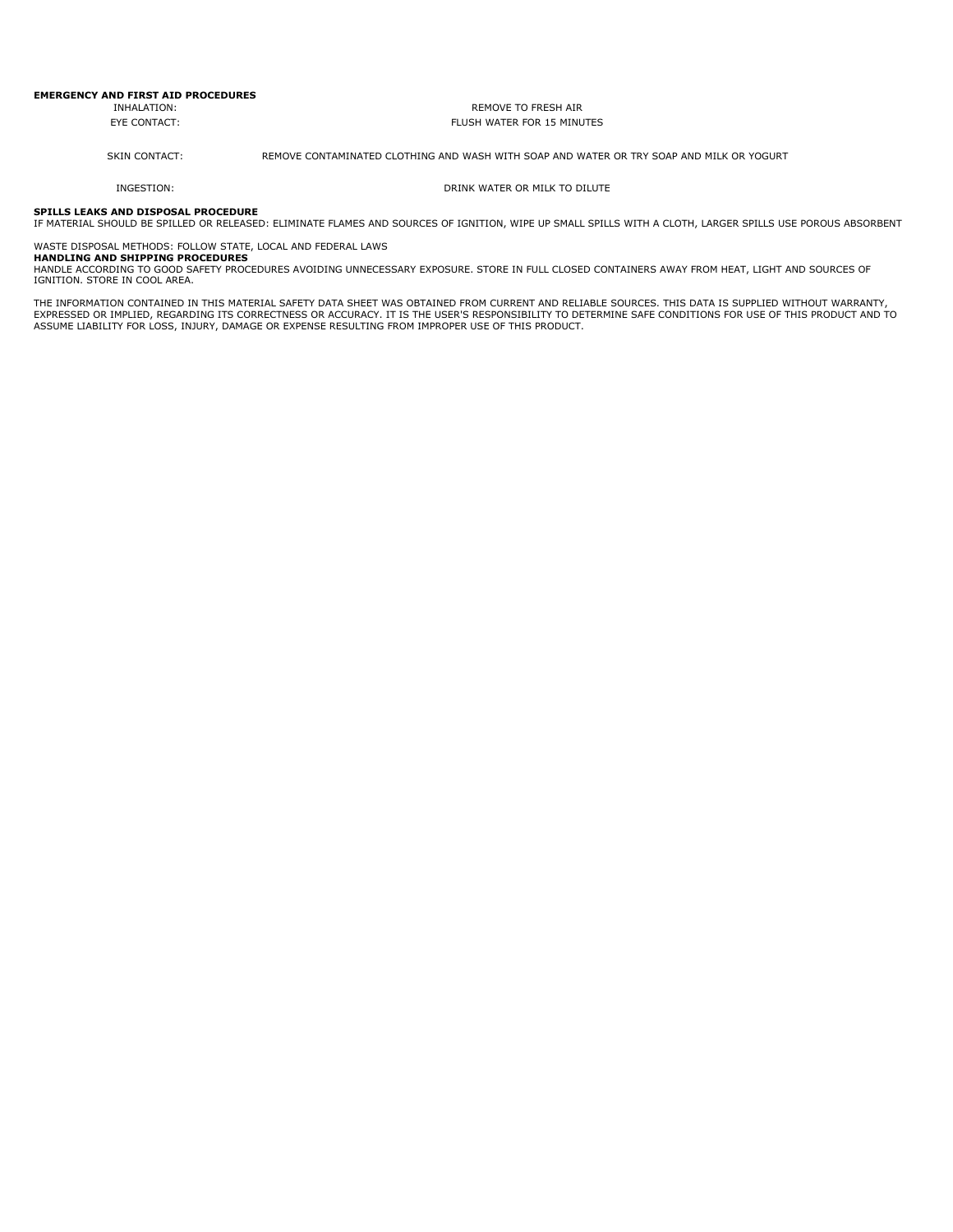**EMERGENCY AND FIRST AID PROCEDURES**

| | |
|---|---|
| INHALATION: | REMOVE TO FRESH AIR |
| EYE CONTACT: | FLUSH WATER FOR 15 MINUTES |
| SKIN CONTACT: | REMOVE CONTAMINATED CLOTHING AND WASH WITH SOAP AND WATER OR TRY SOAP AND MILK OR YOGURT |
| INGESTION: | DRINK WATER OR MILK TO DILUTE |

**SPILLS LEAKS AND DISPOSAL PROCEDURE**

IF MATERIAL SHOULD BE SPILLED OR RELEASED: ELIMINATE FLAMES AND SOURCES OF IGNITION, WIPE UP SMALL SPILLS WITH A CLOTH, LARGER SPILLS USE POROUS ABSORBENT

WASTE DISPOSAL METHODS: FOLLOW STATE, LOCAL AND FEDERAL LAWS

**HANDLING AND SHIPPING PROCEDURES**

HANDLE ACCORDING TO GOOD SAFETY PROCEDURES AVOIDING UNNECESSARY EXPOSURE. STORE IN FULL CLOSED CONTAINERS AWAY FROM HEAT, LIGHT AND SOURCES OF IGNITION. STORE IN COOL AREA.

THE INFORMATION CONTAINED IN THIS MATERIAL SAFETY DATA SHEET WAS OBTAINED FROM CURRENT AND RELIABLE SOURCES. THIS DATA IS SUPPLIED WITHOUT WARRANTY, EXPRESSED OR IMPLIED, REGARDING ITS CORRECTNESS OR ACCURACY. IT IS THE USER'S RESPONSIBILITY TO DETERMINE SAFE CONDITIONS FOR USE OF THIS PRODUCT AND TO ASSUME LIABILITY FOR LOSS, INJURY, DAMAGE OR EXPENSE RESULTING FROM IMPROPER USE OF THIS PRODUCT.